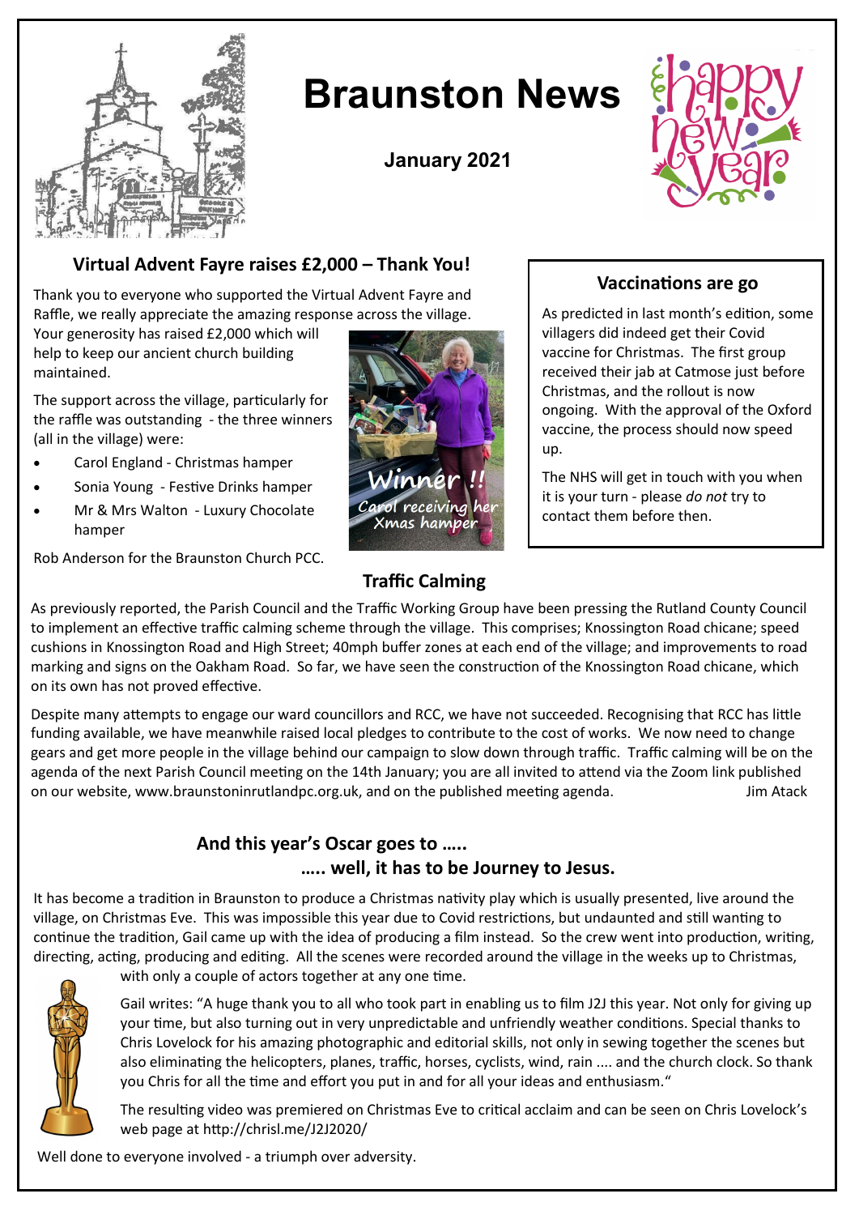# Braunston News

**January 2021**

## Virtual Advent Fayre raises £2,000 – Thank You!

Thank you to everyone who supported the Virtual Advent Fayre and Raffle, we really appreciate the amazing response across the village. Your generosity has raised £2,000 which will help to keep our ancient church building maintained.

The support across the village, particularly for the raffle was outstanding - the three winners (all in the village) were:

- Carol England - Christmas hamper
- Sonia Young - Festive Drinks hamper
- Mr & Mrs Walton - Luxury Chocolate hamper

Rob Anderson for the Braunston Church PCC.

Winner !! Carol receiving her Xmas hamper

## Vaccinations are go

As predicted in last month's edition, some villagers did indeed get their Covid vaccine for Christmas. The first group received their jab at Catmose just before Christmas, and the rollout is now ongoing. With the approval of the Oxford vaccine, the process should now speed up.

The NHS will get in touch with you when it is your turn - please *do not* try to contact them before then.

## Traffic Calming

As previously reported, the Parish Council and the Traffic Working Group have been pressing the Rutland County Council to implement an effective traffic calming scheme through the village. This comprises; Knossington Road chicane; speed cushions in Knossington Road and High Street; 40mph buffer zones at each end of the village; and improvements to road marking and signs on the Oakham Road. So far, we have seen the construction of the Knossington Road chicane, which on its own has not proved effective.

Despite many attempts to engage our ward councillors and RCC, we have not succeeded. Recognising that RCC has little funding available, we have meanwhile raised local pledges to contribute to the cost of works. We now need to change gears and get more people in the village behind our campaign to slow down through traffic. Traffic calming will be on the agenda of the next Parish Council meeting on the 14th January; you are all invited to attend via the Zoom link published on our website, www.braunstoninrutlandpc.org.uk, and on the published meeting agenda. Jim Atack

## And this year's Oscar goes to ….. ….. well, it has to be Journey to Jesus.

It has become a tradition in Braunston to produce a Christmas nativity play which is usually presented, live around the village, on Christmas Eve. This was impossible this year due to Covid restrictions, but undaunted and still wanting to continue the tradition, Gail came up with the idea of producing a film instead. So the crew went into production, writing, directing, acting, producing and editing. All the scenes were recorded around the village in the weeks up to Christmas, with only a couple of actors together at any one time.

Gail writes: "A huge thank you to all who took part in enabling us to film J2J this year. Not only for giving up your time, but also turning out in very unpredictable and unfriendly weather conditions. Special thanks to Chris Lovelock for his amazing photographic and editorial skills, not only in sewing together the scenes but also eliminating the helicopters, planes, traffic, horses, cyclists, wind, rain .... and the church clock. So thank you Chris for all the time and effort you put in and for all your ideas and enthusiasm."

The resulting video was premiered on Christmas Eve to critical acclaim and can be seen on Chris Lovelock's web page at http://chrisl.me/J2J2020/

Well done to everyone involved - a triumph over adversity.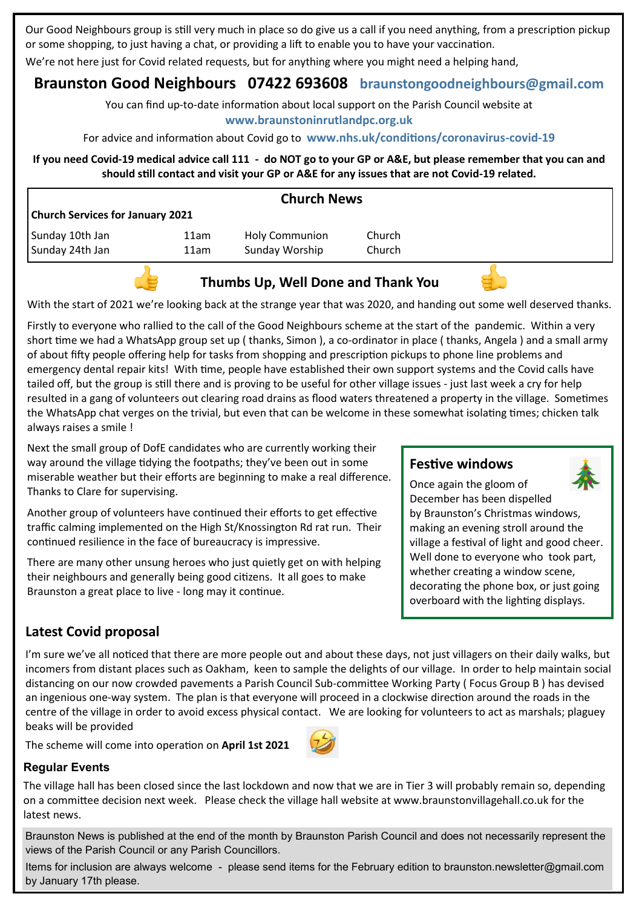Our Good Neighbours group is still very much in place so do give us a call if you need anything, from a prescription pickup or some shopping, to just having a chat, or providing a lift to enable you to have your vaccination.

We're not here just for Covid related requests, but for anything where you might need a helping hand,

## Braunston Good Neighbours 07422 693608 braunstongoodneighbours@gmail.com

You can find up-to-date information about local support on the Parish Council website at **www.braunstoninrutlandpc.org.uk**

For advice and information about Covid go to **www.nhs.uk/conditions/coronavirus-covid-19**

**If you need Covid-19 medical advice call 111 - do NOT go to your GP or A&E, but please remember that you can and should still contact and visit your GP or A&E for any issues that are not Covid-19 related.**

## Church News

**Church Services for January 2021**

| | | | |
|---|---|---|---|
| Sunday 10th Jan | 11am | Holy Communion | Church |
| Sunday 24th Jan | 11am | Sunday Worship | Church |

## Thumbs Up, Well Done and Thank You

With the start of 2021 we're looking back at the strange year that was 2020, and handing out some well deserved thanks.

Firstly to everyone who rallied to the call of the Good Neighbours scheme at the start of the pandemic. Within a very short time we had a WhatsApp group set up ( thanks, Simon ), a co-ordinator in place ( thanks, Angela ) and a small army of about fifty people offering help for tasks from shopping and prescription pickups to phone line problems and emergency dental repair kits! With time, people have established their own support systems and the Covid calls have tailed off, but the group is still there and is proving to be useful for other village issues - just last week a cry for help resulted in a gang of volunteers out clearing road drains as flood waters threatened a property in the village. Sometimes the WhatsApp chat verges on the trivial, but even that can be welcome in these somewhat isolating times; chicken talk always raises a smile !

Next the small group of DofE candidates who are currently working their way around the village tidying the footpaths; they've been out in some miserable weather but their efforts are beginning to make a real difference. Thanks to Clare for supervising.

Another group of volunteers have continued their efforts to get effective traffic calming implemented on the High St/Knossington Rd rat run. Their continued resilience in the face of bureaucracy is impressive.

There are many other unsung heroes who just quietly get on with helping their neighbours and generally being good citizens. It all goes to make Braunston a great place to live - long may it continue.

### Festive windows

Once again the gloom of December has been dispelled by Braunston's Christmas windows, making an evening stroll around the village a festival of light and good cheer. Well done to everyone who took part, whether creating a window scene, decorating the phone box, or just going overboard with the lighting displays.

## Latest Covid proposal

I'm sure we've all noticed that there are more people out and about these days, not just villagers on their daily walks, but incomers from distant places such as Oakham, keen to sample the delights of our village. In order to help maintain social distancing on our now crowded pavements a Parish Council Sub-committee Working Party ( Focus Group B ) has devised an ingenious one-way system. The plan is that everyone will proceed in a clockwise direction around the roads in the centre of the village in order to avoid excess physical contact. We are looking for volunteers to act as marshals; plaguey beaks will be provided

The scheme will come into operation on **April 1st 2021**

### Regular Events

The village hall has been closed since the last lockdown and now that we are in Tier 3 will probably remain so, depending on a committee decision next week. Please check the village hall website at www.braunstonvillagehall.co.uk for the latest news.

Braunston News is published at the end of the month by Braunston Parish Council and does not necessarily represent the views of the Parish Council or any Parish Councillors.

Items for inclusion are always welcome - please send items for the February edition to braunston.newsletter@gmail.com by January 17th please.